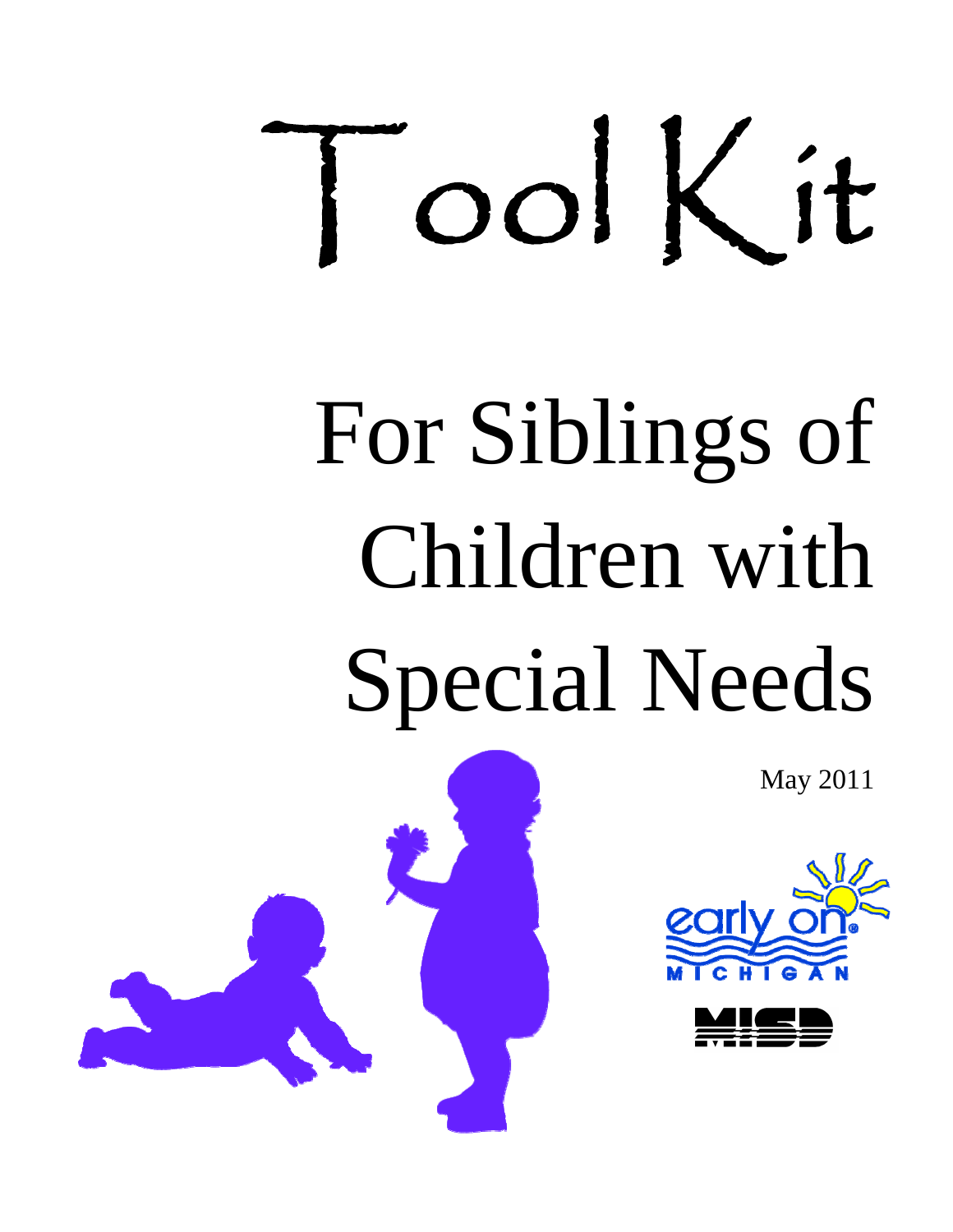# Tool Kit

# For Siblings of Children with Special Needs

May 2011

early on MICHIGAN

MISD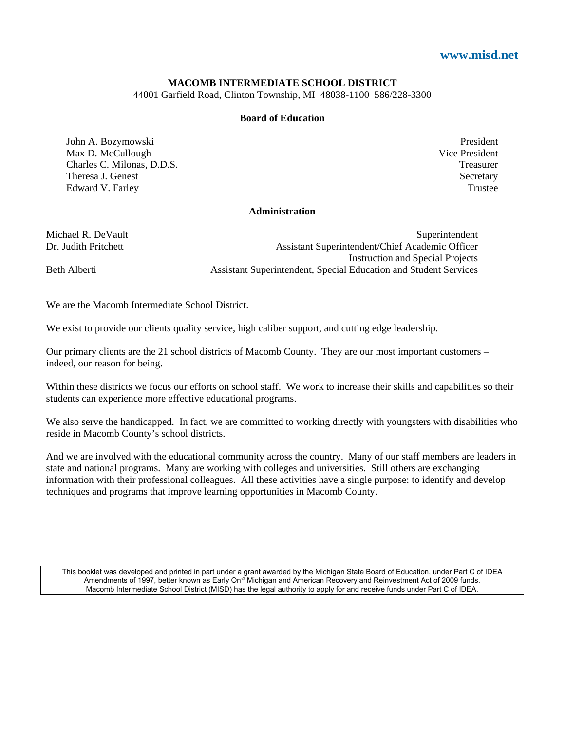www.misd.net

**MACOMB INTERMEDIATE SCHOOL DISTRICT**
44001 Garfield Road, Clinton Township, MI 48038-1100 586/228-3300

**Board of Education**

| | |
|---|---|
| John A. Bozymowski | President |
| Max D. McCullough | Vice President |
| Charles C. Milonas, D.D.S. | Treasurer |
| Theresa J. Genest | Secretary |
| Edward V. Farley | Trustee |

**Administration**

| | |
|---|---|
| Michael R. DeVault | Superintendent |
| Dr. Judith Pritchett | Assistant Superintendent/Chief Academic Officer Instruction and Special Projects |
| Beth Alberti | Assistant Superintendent, Special Education and Student Services |

We are the Macomb Intermediate School District.

We exist to provide our clients quality service, high caliber support, and cutting edge leadership.

Our primary clients are the 21 school districts of Macomb County. They are our most important customers – indeed, our reason for being.

Within these districts we focus our efforts on school staff. We work to increase their skills and capabilities so their students can experience more effective educational programs.

We also serve the handicapped. In fact, we are committed to working directly with youngsters with disabilities who reside in Macomb County's school districts.

And we are involved with the educational community across the country. Many of our staff members are leaders in state and national programs. Many are working with colleges and universities. Still others are exchanging information with their professional colleagues. All these activities have a single purpose: to identify and develop techniques and programs that improve learning opportunities in Macomb County.

This booklet was developed and printed in part under a grant awarded by the Michigan State Board of Education, under Part C of IDEA Amendments of 1997, better known as Early On® Michigan and American Recovery and Reinvestment Act of 2009 funds. Macomb Intermediate School District (MISD) has the legal authority to apply for and receive funds under Part C of IDEA.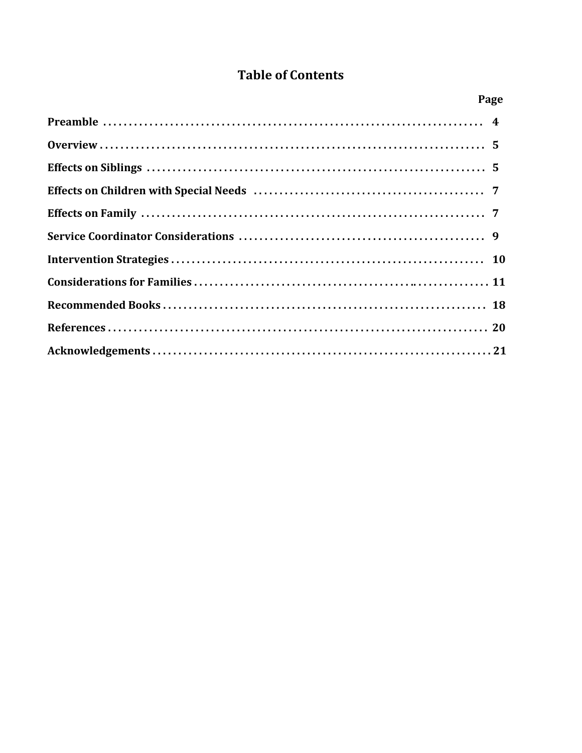# Table of Contents

| | Page |
|---|---|
| **Preamble** | **4** |
| **Overview** | **5** |
| **Effects on Siblings** | **5** |
| **Effects on Children with Special Needs** | **7** |
| **Effects on Family** | **7** |
| **Service Coordinator Considerations** | **9** |
| **Intervention Strategies** | **10** |
| **Considerations for Families** | **11** |
| **Recommended Books** | **18** |
| **References** | **20** |
| **Acknowledgements** | **21** |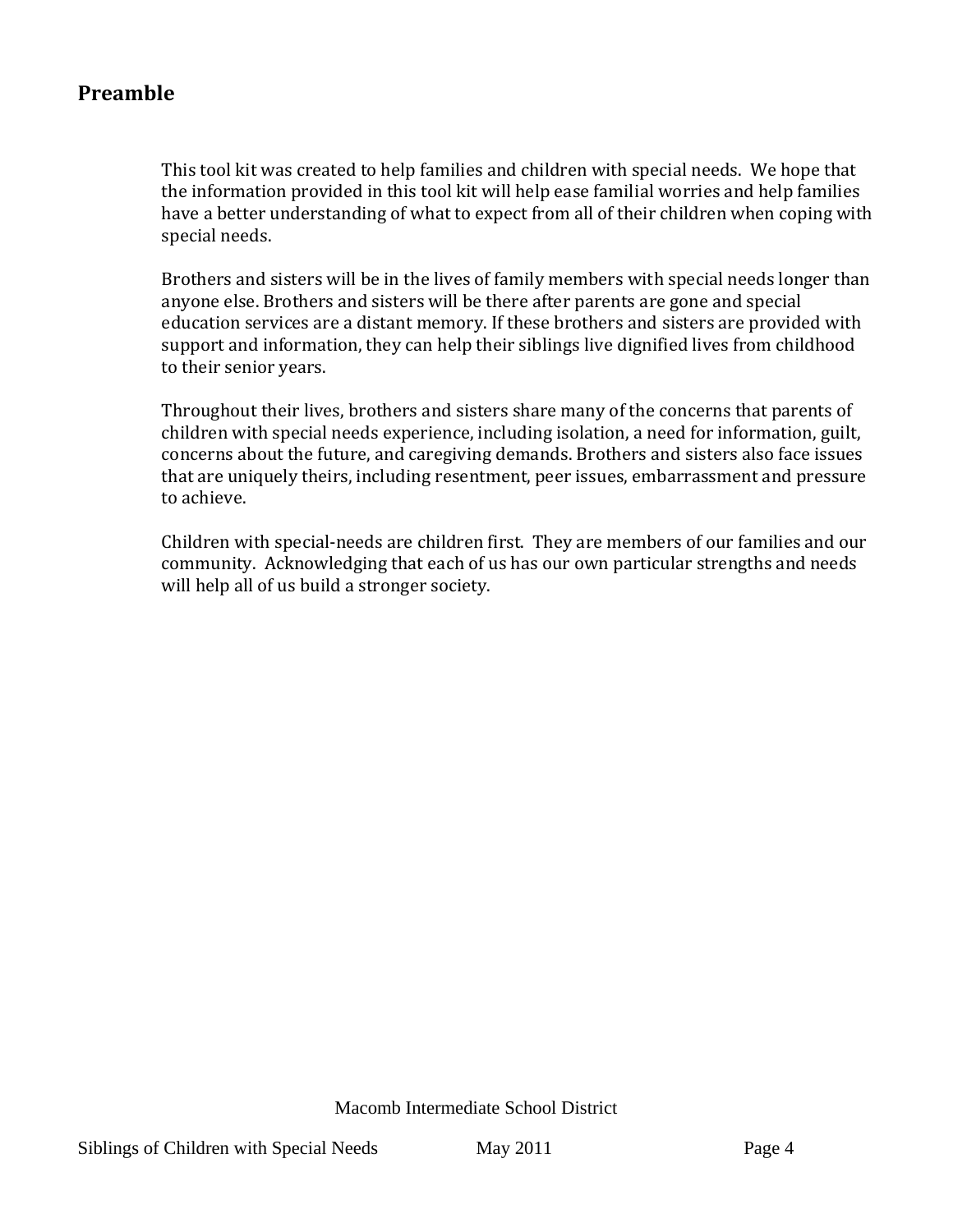## Preamble

This tool kit was created to help families and children with special needs. We hope that the information provided in this tool kit will help ease familial worries and help families have a better understanding of what to expect from all of their children when coping with special needs.

Brothers and sisters will be in the lives of family members with special needs longer than anyone else. Brothers and sisters will be there after parents are gone and special education services are a distant memory. If these brothers and sisters are provided with support and information, they can help their siblings live dignified lives from childhood to their senior years.

Throughout their lives, brothers and sisters share many of the concerns that parents of children with special needs experience, including isolation, a need for information, guilt, concerns about the future, and caregiving demands. Brothers and sisters also face issues that are uniquely theirs, including resentment, peer issues, embarrassment and pressure to achieve.

Children with special-needs are children first. They are members of our families and our community. Acknowledging that each of us has our own particular strengths and needs will help all of us build a stronger society.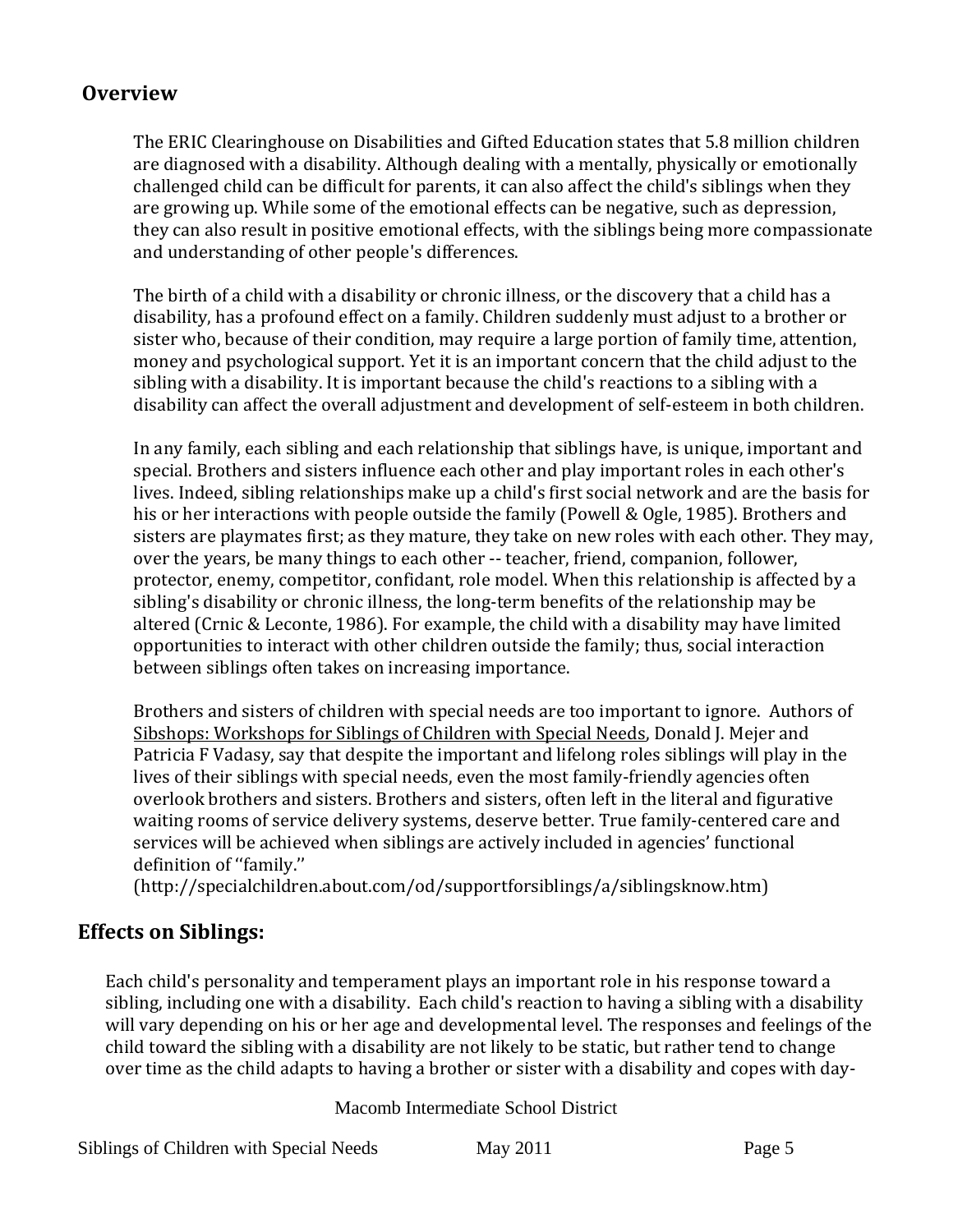## Overview

The ERIC Clearinghouse on Disabilities and Gifted Education states that 5.8 million children are diagnosed with a disability. Although dealing with a mentally, physically or emotionally challenged child can be difficult for parents, it can also affect the child's siblings when they are growing up. While some of the emotional effects can be negative, such as depression, they can also result in positive emotional effects, with the siblings being more compassionate and understanding of other people's differences.

The birth of a child with a disability or chronic illness, or the discovery that a child has a disability, has a profound effect on a family. Children suddenly must adjust to a brother or sister who, because of their condition, may require a large portion of family time, attention, money and psychological support. Yet it is an important concern that the child adjust to the sibling with a disability. It is important because the child's reactions to a sibling with a disability can affect the overall adjustment and development of self-esteem in both children.

In any family, each sibling and each relationship that siblings have, is unique, important and special. Brothers and sisters influence each other and play important roles in each other's lives. Indeed, sibling relationships make up a child's first social network and are the basis for his or her interactions with people outside the family (Powell & Ogle, 1985). Brothers and sisters are playmates first; as they mature, they take on new roles with each other. They may, over the years, be many things to each other -- teacher, friend, companion, follower, protector, enemy, competitor, confidant, role model. When this relationship is affected by a sibling's disability or chronic illness, the long-term benefits of the relationship may be altered (Crnic & Leconte, 1986). For example, the child with a disability may have limited opportunities to interact with other children outside the family; thus, social interaction between siblings often takes on increasing importance.

Brothers and sisters of children with special needs are too important to ignore. Authors of <u>Sibshops: Workshops for Siblings of Children with Special Needs</u>, Donald J. Mejer and Patricia F Vadasy, say that despite the important and lifelong roles siblings will play in the lives of their siblings with special needs, even the most family-friendly agencies often overlook brothers and sisters. Brothers and sisters, often left in the literal and figurative waiting rooms of service delivery systems, deserve better. True family-centered care and services will be achieved when siblings are actively included in agencies' functional definition of ''family.''
(http://specialchildren.about.com/od/supportforsiblings/a/siblingsknow.htm)

## Effects on Siblings:

Each child's personality and temperament plays an important role in his response toward a sibling, including one with a disability. Each child's reaction to having a sibling with a disability will vary depending on his or her age and developmental level. The responses and feelings of the child toward the sibling with a disability are not likely to be static, but rather tend to change over time as the child adapts to having a brother or sister with a disability and copes with day-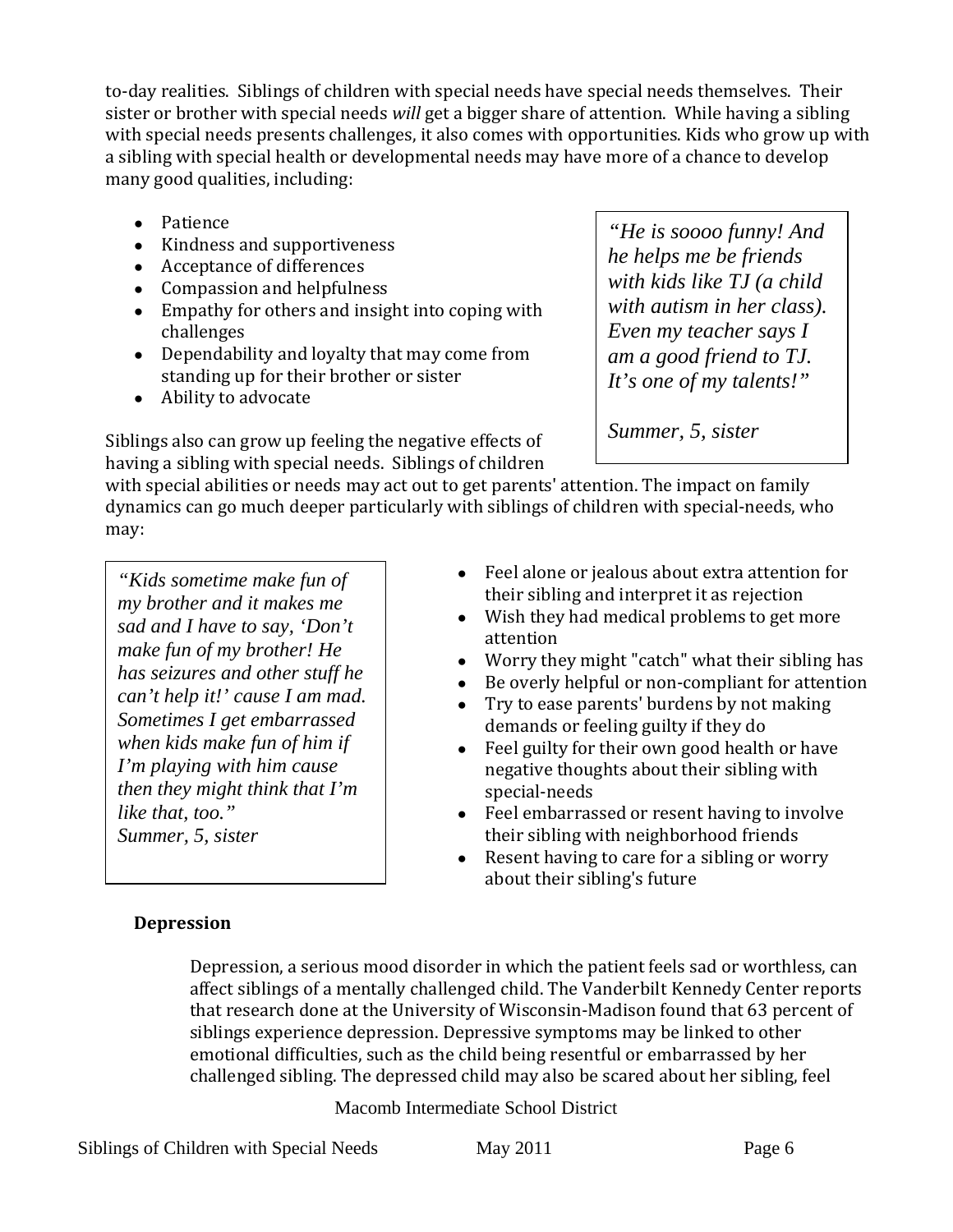to-day realities. Siblings of children with special needs have special needs themselves. Their sister or brother with special needs *will* get a bigger share of attention. While having a sibling with special needs presents challenges, it also comes with opportunities. Kids who grow up with a sibling with special health or developmental needs may have more of a chance to develop many good qualities, including:

- Patience
- Kindness and supportiveness
- Acceptance of differences
- Compassion and helpfulness
- Empathy for others and insight into coping with challenges
- Dependability and loyalty that may come from standing up for their brother or sister
- Ability to advocate

> *"He is soooo funny! And he helps me be friends with kids like TJ (a child with autism in her class). Even my teacher says I am a good friend to TJ. It's one of my talents!"*
>
> *Summer, 5, sister*

Siblings also can grow up feeling the negative effects of having a sibling with special needs. Siblings of children with special abilities or needs may act out to get parents' attention. The impact on family dynamics can go much deeper particularly with siblings of children with special-needs, who may:

- Feel alone or jealous about extra attention for their sibling and interpret it as rejection
- Wish they had medical problems to get more attention
- Worry they might "catch" what their sibling has
- Be overly helpful or non-compliant for attention
- Try to ease parents' burdens by not making demands or feeling guilty if they do
- Feel guilty for their own good health or have negative thoughts about their sibling with special-needs
- Feel embarrassed or resent having to involve their sibling with neighborhood friends
- Resent having to care for a sibling or worry about their sibling's future

> *"Kids sometime make fun of my brother and it makes me sad and I have to say, 'Don't make fun of my brother! He has seizures and other stuff he can't help it!' cause I am mad. Sometimes I get embarrassed when kids make fun of him if I'm playing with him cause then they might think that I'm like that, too."*
> *Summer, 5, sister*

**Depression**

Depression, a serious mood disorder in which the patient feels sad or worthless, can affect siblings of a mentally challenged child. The Vanderbilt Kennedy Center reports that research done at the University of Wisconsin-Madison found that 63 percent of siblings experience depression. Depressive symptoms may be linked to other emotional difficulties, such as the child being resentful or embarrassed by her challenged sibling. The depressed child may also be scared about her sibling, feel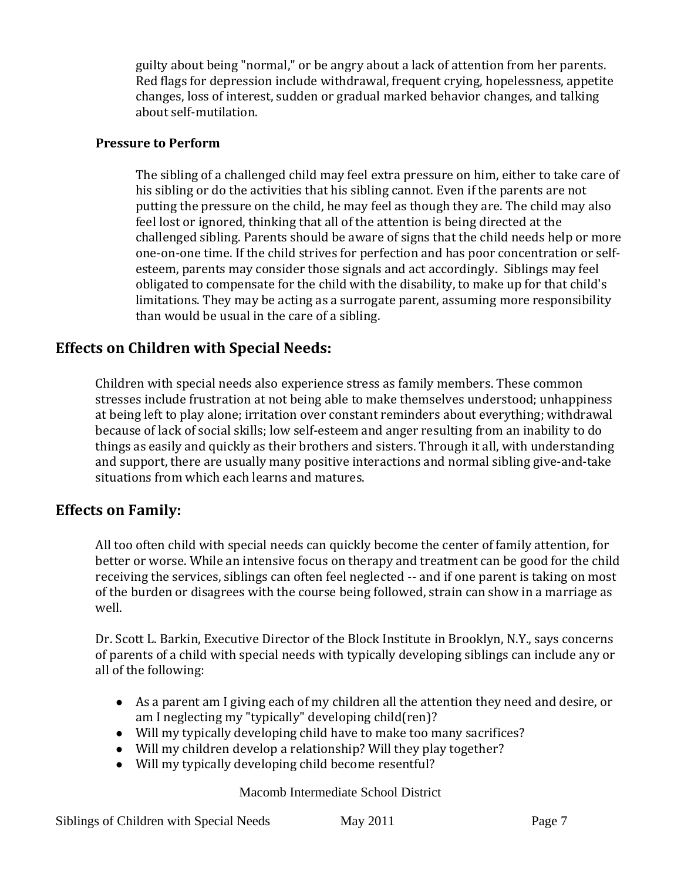guilty about being "normal," or be angry about a lack of attention from her parents. Red flags for depression include withdrawal, frequent crying, hopelessness, appetite changes, loss of interest, sudden or gradual marked behavior changes, and talking about self-mutilation.

### Pressure to Perform

The sibling of a challenged child may feel extra pressure on him, either to take care of his sibling or do the activities that his sibling cannot. Even if the parents are not putting the pressure on the child, he may feel as though they are. The child may also feel lost or ignored, thinking that all of the attention is being directed at the challenged sibling. Parents should be aware of signs that the child needs help or more one-on-one time. If the child strives for perfection and has poor concentration or self-esteem, parents may consider those signals and act accordingly. Siblings may feel obligated to compensate for the child with the disability, to make up for that child's limitations. They may be acting as a surrogate parent, assuming more responsibility than would be usual in the care of a sibling.

## Effects on Children with Special Needs:

Children with special needs also experience stress as family members. These common stresses include frustration at not being able to make themselves understood; unhappiness at being left to play alone; irritation over constant reminders about everything; withdrawal because of lack of social skills; low self-esteem and anger resulting from an inability to do things as easily and quickly as their brothers and sisters. Through it all, with understanding and support, there are usually many positive interactions and normal sibling give-and-take situations from which each learns and matures.

## Effects on Family:

All too often child with special needs can quickly become the center of family attention, for better or worse. While an intensive focus on therapy and treatment can be good for the child receiving the services, siblings can often feel neglected -- and if one parent is taking on most of the burden or disagrees with the course being followed, strain can show in a marriage as well.

Dr. Scott L. Barkin, Executive Director of the Block Institute in Brooklyn, N.Y., says concerns of parents of a child with special needs with typically developing siblings can include any or all of the following:

- As a parent am I giving each of my children all the attention they need and desire, or am I neglecting my "typically" developing child(ren)?
- Will my typically developing child have to make too many sacrifices?
- Will my children develop a relationship? Will they play together?
- Will my typically developing child become resentful?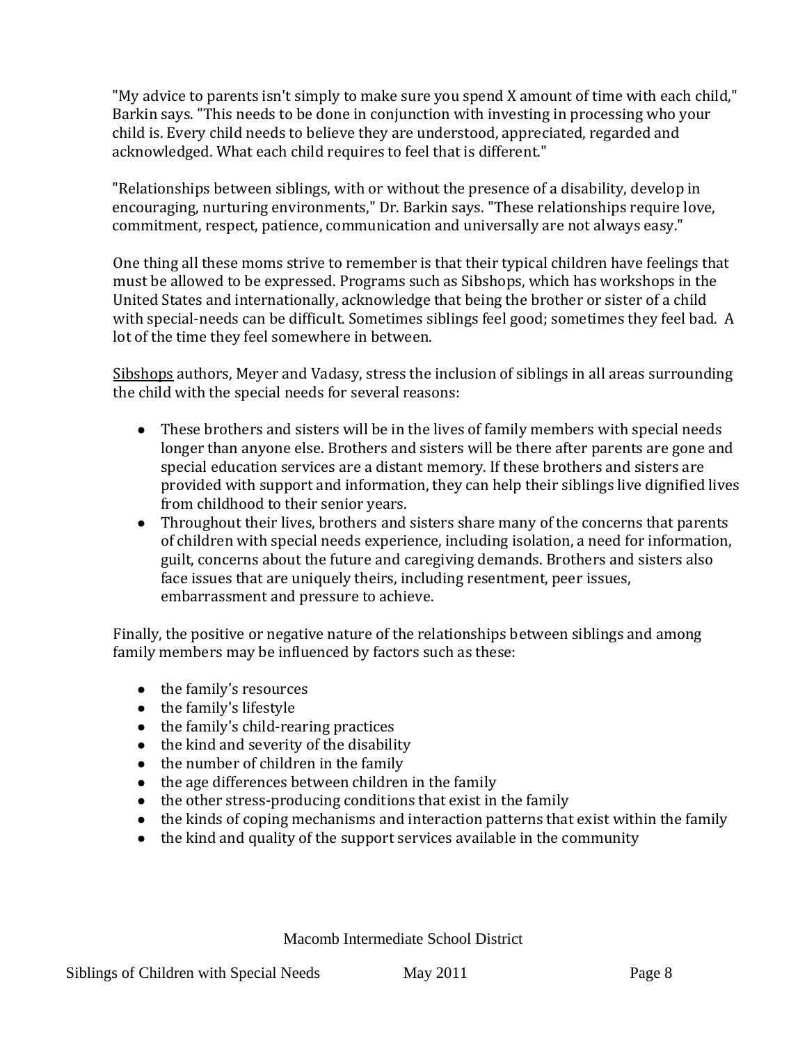"My advice to parents isn't simply to make sure you spend X amount of time with each child," Barkin says. "This needs to be done in conjunction with investing in processing who your child is. Every child needs to believe they are understood, appreciated, regarded and acknowledged. What each child requires to feel that is different."

"Relationships between siblings, with or without the presence of a disability, develop in encouraging, nurturing environments," Dr. Barkin says. "These relationships require love, commitment, respect, patience, communication and universally are not always easy."

One thing all these moms strive to remember is that their typical children have feelings that must be allowed to be expressed. Programs such as Sibshops, which has workshops in the United States and internationally, acknowledge that being the brother or sister of a child with special-needs can be difficult. Sometimes siblings feel good; sometimes they feel bad. A lot of the time they feel somewhere in between.

Sibshops authors, Meyer and Vadasy, stress the inclusion of siblings in all areas surrounding the child with the special needs for several reasons:

- These brothers and sisters will be in the lives of family members with special needs longer than anyone else. Brothers and sisters will be there after parents are gone and special education services are a distant memory. If these brothers and sisters are provided with support and information, they can help their siblings live dignified lives from childhood to their senior years.
- Throughout their lives, brothers and sisters share many of the concerns that parents of children with special needs experience, including isolation, a need for information, guilt, concerns about the future and caregiving demands. Brothers and sisters also face issues that are uniquely theirs, including resentment, peer issues, embarrassment and pressure to achieve.

Finally, the positive or negative nature of the relationships between siblings and among family members may be influenced by factors such as these:

- the family's resources
- the family's lifestyle
- the family's child-rearing practices
- the kind and severity of the disability
- the number of children in the family
- the age differences between children in the family
- the other stress-producing conditions that exist in the family
- the kinds of coping mechanisms and interaction patterns that exist within the family
- the kind and quality of the support services available in the community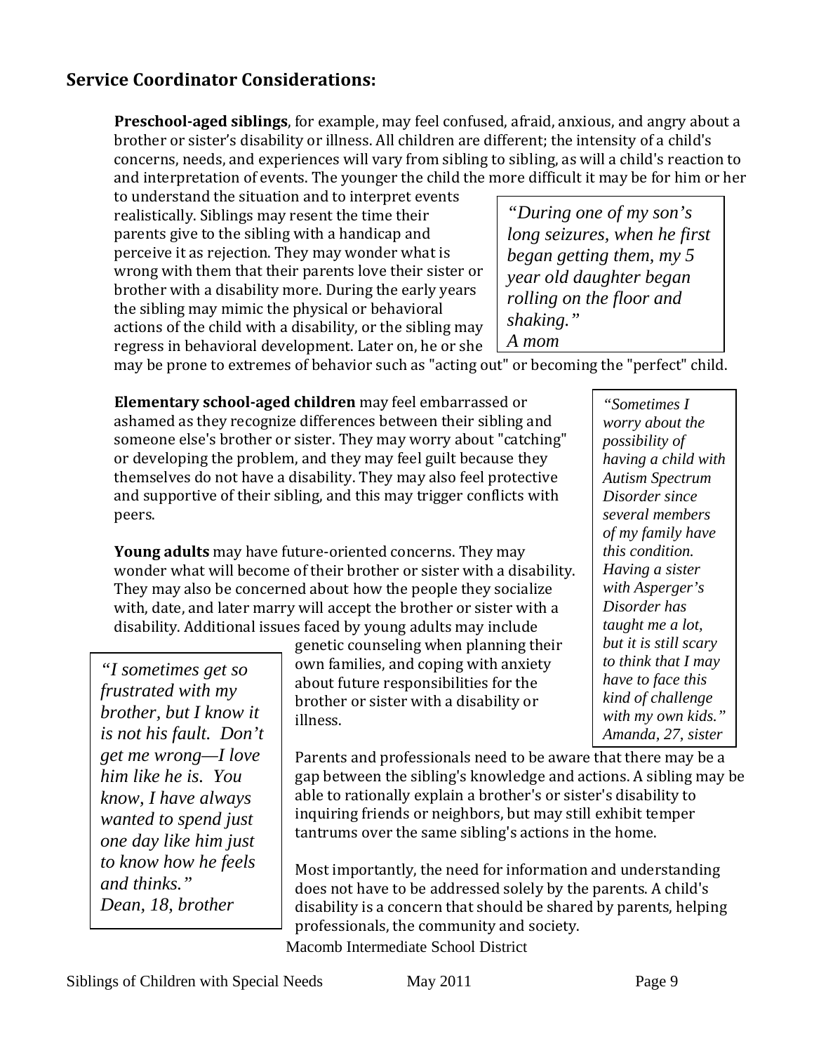## Service Coordinator Considerations:

**Preschool-aged siblings**, for example, may feel confused, afraid, anxious, and angry about a brother or sister's disability or illness. All children are different; the intensity of a child's concerns, needs, and experiences will vary from sibling to sibling, as will a child's reaction to and interpretation of events. The younger the child the more difficult it may be for him or her to understand the situation and to interpret events realistically. Siblings may resent the time their parents give to the sibling with a handicap and perceive it as rejection. They may wonder what is wrong with them that their parents love their sister or brother with a disability more. During the early years the sibling may mimic the physical or behavioral actions of the child with a disability, or the sibling may regress in behavioral development. Later on, he or she may be prone to extremes of behavior such as "acting out" or becoming the "perfect" child.

> *"During one of my son's long seizures, when he first began getting them, my 5 year old daughter began rolling on the floor and shaking."*
> *A mom*

**Elementary school-aged children** may feel embarrassed or ashamed as they recognize differences between their sibling and someone else's brother or sister. They may worry about "catching" or developing the problem, and they may feel guilt because they themselves do not have a disability. They may also feel protective and supportive of their sibling, and this may trigger conflicts with peers.

**Young adults** may have future-oriented concerns. They may wonder what will become of their brother or sister with a disability. They may also be concerned about how the people they socialize with, date, and later marry will accept the brother or sister with a disability. Additional issues faced by young adults may include genetic counseling when planning their own families, and coping with anxiety about future responsibilities for the brother or sister with a disability or illness.

> *"Sometimes I worry about the possibility of having a child with Autism Spectrum Disorder since several members of my family have this condition. Having a sister with Asperger's Disorder has taught me a lot, but it is still scary to think that I may have to face this kind of challenge with my own kids."*
> *Amanda, 27, sister*

> *"I sometimes get so frustrated with my brother, but I know it is not his fault. Don't get me wrong—I love him like he is. You know, I have always wanted to spend just one day like him just to know how he feels and thinks."*
> *Dean, 18, brother*

Parents and professionals need to be aware that there may be a gap between the sibling's knowledge and actions. A sibling may be able to rationally explain a brother's or sister's disability to inquiring friends or neighbors, but may still exhibit temper tantrums over the same sibling's actions in the home.

Most importantly, the need for information and understanding does not have to be addressed solely by the parents. A child's disability is a concern that should be shared by parents, helping professionals, the community and society.

Macomb Intermediate School District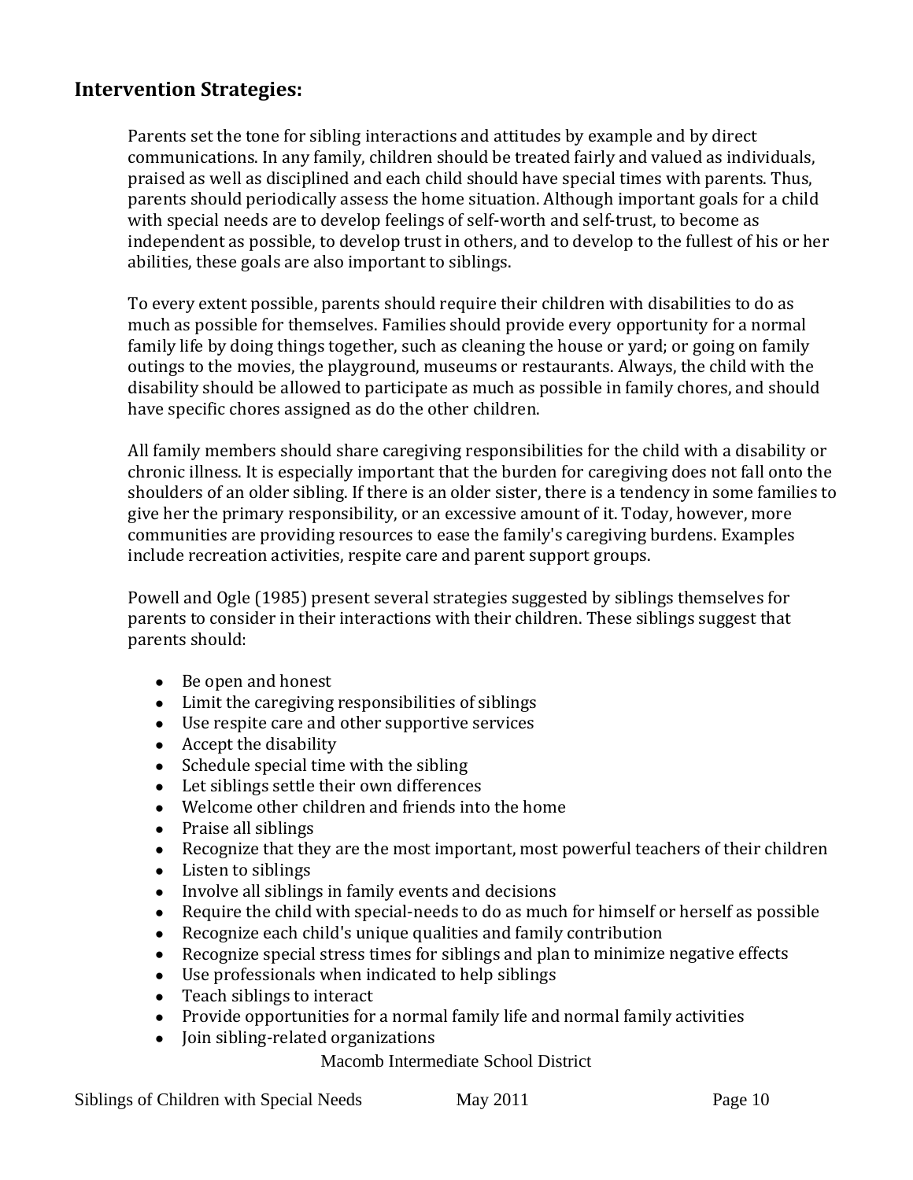## Intervention Strategies:

Parents set the tone for sibling interactions and attitudes by example and by direct communications. In any family, children should be treated fairly and valued as individuals, praised as well as disciplined and each child should have special times with parents. Thus, parents should periodically assess the home situation. Although important goals for a child with special needs are to develop feelings of self-worth and self-trust, to become as independent as possible, to develop trust in others, and to develop to the fullest of his or her abilities, these goals are also important to siblings.

To every extent possible, parents should require their children with disabilities to do as much as possible for themselves. Families should provide every opportunity for a normal family life by doing things together, such as cleaning the house or yard; or going on family outings to the movies, the playground, museums or restaurants. Always, the child with the disability should be allowed to participate as much as possible in family chores, and should have specific chores assigned as do the other children.

All family members should share caregiving responsibilities for the child with a disability or chronic illness. It is especially important that the burden for caregiving does not fall onto the shoulders of an older sibling. If there is an older sister, there is a tendency in some families to give her the primary responsibility, or an excessive amount of it. Today, however, more communities are providing resources to ease the family's caregiving burdens. Examples include recreation activities, respite care and parent support groups.

Powell and Ogle (1985) present several strategies suggested by siblings themselves for parents to consider in their interactions with their children. These siblings suggest that parents should:

- Be open and honest
- Limit the caregiving responsibilities of siblings
- Use respite care and other supportive services
- Accept the disability
- Schedule special time with the sibling
- Let siblings settle their own differences
- Welcome other children and friends into the home
- Praise all siblings
- Recognize that they are the most important, most powerful teachers of their children
- Listen to siblings
- Involve all siblings in family events and decisions
- Require the child with special-needs to do as much for himself or herself as possible
- Recognize each child's unique qualities and family contribution
- Recognize special stress times for siblings and plan to minimize negative effects
- Use professionals when indicated to help siblings
- Teach siblings to interact
- Provide opportunities for a normal family life and normal family activities
- Join sibling-related organizations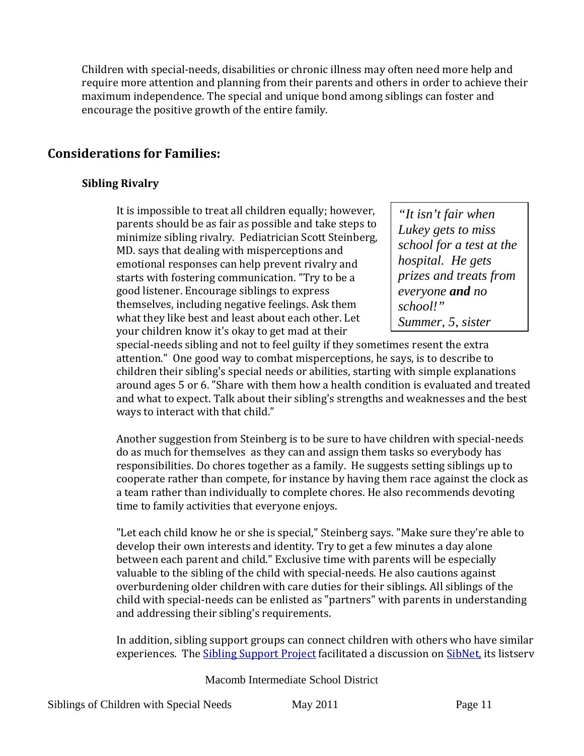Children with special-needs, disabilities or chronic illness may often need more help and require more attention and planning from their parents and others in order to achieve their maximum independence. The special and unique bond among siblings can foster and encourage the positive growth of the entire family.

## Considerations for Families:

### Sibling Rivalry

> *"It isn't fair when Lukey gets to miss school for a test at the hospital. He gets prizes and treats from everyone **and** no school!"*
> *Summer, 5, sister*

It is impossible to treat all children equally; however, parents should be as fair as possible and take steps to minimize sibling rivalry. Pediatrician Scott Steinberg, MD. says that dealing with misperceptions and emotional responses can help prevent rivalry and starts with fostering communication. "Try to be a good listener. Encourage siblings to express themselves, including negative feelings. Ask them what they like best and least about each other. Let your children know it's okay to get mad at their special-needs sibling and not to feel guilty if they sometimes resent the extra attention." One good way to combat misperceptions, he says, is to describe to children their sibling's special needs or abilities, starting with simple explanations around ages 5 or 6. "Share with them how a health condition is evaluated and treated and what to expect. Talk about their sibling's strengths and weaknesses and the best ways to interact with that child."

Another suggestion from Steinberg is to be sure to have children with special-needs do as much for themselves as they can and assign them tasks so everybody has responsibilities. Do chores together as a family. He suggests setting siblings up to cooperate rather than compete, for instance by having them race against the clock as a team rather than individually to complete chores. He also recommends devoting time to family activities that everyone enjoys.

"Let each child know he or she is special," Steinberg says. "Make sure they're able to develop their own interests and identity. Try to get a few minutes a day alone between each parent and child." Exclusive time with parents will be especially valuable to the sibling of the child with special-needs. He also cautions against overburdening older children with care duties for their siblings. All siblings of the child with special-needs can be enlisted as "partners" with parents in understanding and addressing their sibling's requirements.

In addition, sibling support groups can connect children with others who have similar experiences. The Sibling Support Project facilitated a discussion on SibNet, its listserv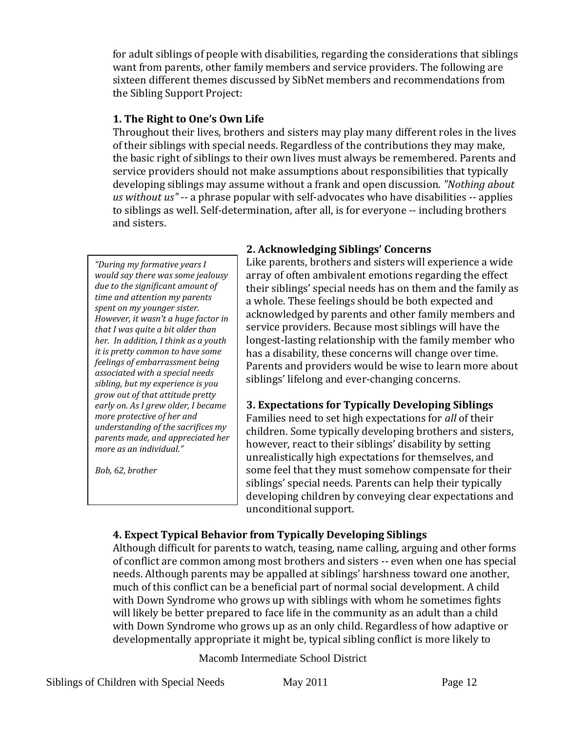for adult siblings of people with disabilities, regarding the considerations that siblings want from parents, other family members and service providers. The following are sixteen different themes discussed by SibNet members and recommendations from the Sibling Support Project:

**1. The Right to One's Own Life**

Throughout their lives, brothers and sisters may play many different roles in the lives of their siblings with special needs. Regardless of the contributions they may make, the basic right of siblings to their own lives must always be remembered. Parents and service providers should not make assumptions about responsibilities that typically developing siblings may assume without a frank and open discussion. *"Nothing about us without us"* -- a phrase popular with self-advocates who have disabilities -- applies to siblings as well. Self-determination, after all, is for everyone -- including brothers and sisters.

**2. Acknowledging Siblings' Concerns**

Like parents, brothers and sisters will experience a wide array of often ambivalent emotions regarding the effect their siblings' special needs has on them and the family as a whole. These feelings should be both expected and acknowledged by parents and other family members and service providers. Because most siblings will have the longest-lasting relationship with the family member who has a disability, these concerns will change over time. Parents and providers would be wise to learn more about siblings' lifelong and ever-changing concerns.

> *"During my formative years I would say there was some jealousy due to the significant amount of time and attention my parents spent on my younger sister. However, it wasn't a huge factor in that I was quite a bit older than her. In addition, I think as a youth it is pretty common to have some feelings of embarrassment being associated with a special needs sibling, but my experience is you grow out of that attitude pretty early on. As I grew older, I became more protective of her and understanding of the sacrifices my parents made, and appreciated her more as an individual."*
>
> *Bob, 62, brother*

**3. Expectations for Typically Developing Siblings**

Families need to set high expectations for *all* of their children. Some typically developing brothers and sisters, however, react to their siblings' disability by setting unrealistically high expectations for themselves, and some feel that they must somehow compensate for their siblings' special needs. Parents can help their typically developing children by conveying clear expectations and unconditional support.

**4. Expect Typical Behavior from Typically Developing Siblings**

Although difficult for parents to watch, teasing, name calling, arguing and other forms of conflict are common among most brothers and sisters -- even when one has special needs. Although parents may be appalled at siblings' harshness toward one another, much of this conflict can be a beneficial part of normal social development. A child with Down Syndrome who grows up with siblings with whom he sometimes fights will likely be better prepared to face life in the community as an adult than a child with Down Syndrome who grows up as an only child. Regardless of how adaptive or developmentally appropriate it might be, typical sibling conflict is more likely to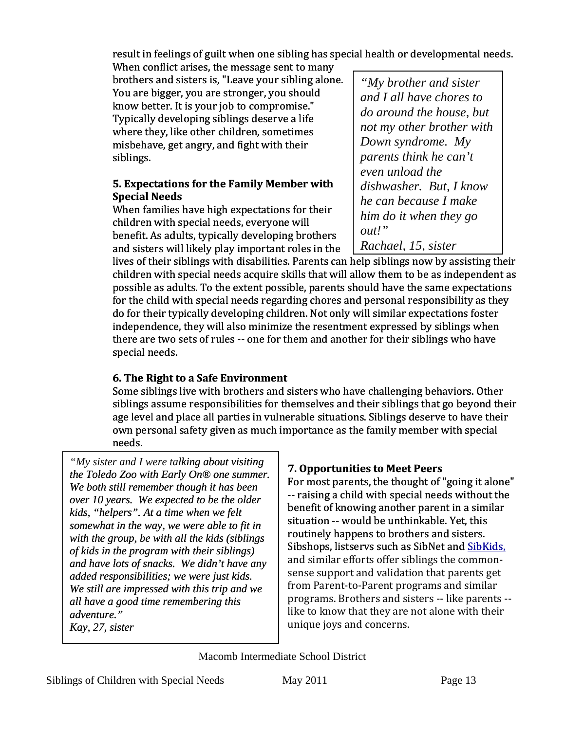result in feelings of guilt when one sibling has special health or developmental needs. When conflict arises, the message sent to many brothers and sisters is, "Leave your sibling alone. You are bigger, you are stronger, you should know better. It is your job to compromise." Typically developing siblings deserve a life where they, like other children, sometimes misbehave, get angry, and fight with their siblings.

> *"My brother and sister and I all have chores to do around the house, but not my other brother with Down syndrome. My parents think he can't even unload the dishwasher. But, I know he can because I make him do it when they go out!"*
> *Rachael, 15, sister*

### 5. Expectations for the Family Member with Special Needs

When families have high expectations for their children with special needs, everyone will benefit. As adults, typically developing brothers and sisters will likely play important roles in the lives of their siblings with disabilities. Parents can help siblings now by assisting their children with special needs acquire skills that will allow them to be as independent as possible as adults. To the extent possible, parents should have the same expectations for the child with special needs regarding chores and personal responsibility as they do for their typically developing children. Not only will similar expectations foster independence, they will also minimize the resentment expressed by siblings when there are two sets of rules -- one for them and another for their siblings who have special needs.

### 6. The Right to a Safe Environment

Some siblings live with brothers and sisters who have challenging behaviors. Other siblings assume responsibilities for themselves and their siblings that go beyond their age level and place all parties in vulnerable situations. Siblings deserve to have their own personal safety given as much importance as the family member with special needs.

> *"My sister and I were talking about visiting the Toledo Zoo with Early On® one summer. We both still remember though it has been over 10 years. We expected to be the older kids, "helpers". At a time when we felt somewhat in the way, we were able to fit in with the group, be with all the kids (siblings of kids in the program with their siblings) and have lots of snacks. We didn't have any added responsibilities; we were just kids. We still are impressed with this trip and we all have a good time remembering this adventure."*
> *Kay, 27, sister*

### 7. Opportunities to Meet Peers

For most parents, the thought of "going it alone" -- raising a child with special needs without the benefit of knowing another parent in a similar situation -- would be unthinkable. Yet, this routinely happens to brothers and sisters. Sibshops, listservs such as SibNet and SibKids, and similar efforts offer siblings the common-sense support and validation that parents get from Parent-to-Parent programs and similar programs. Brothers and sisters -- like parents -- like to know that they are not alone with their unique joys and concerns.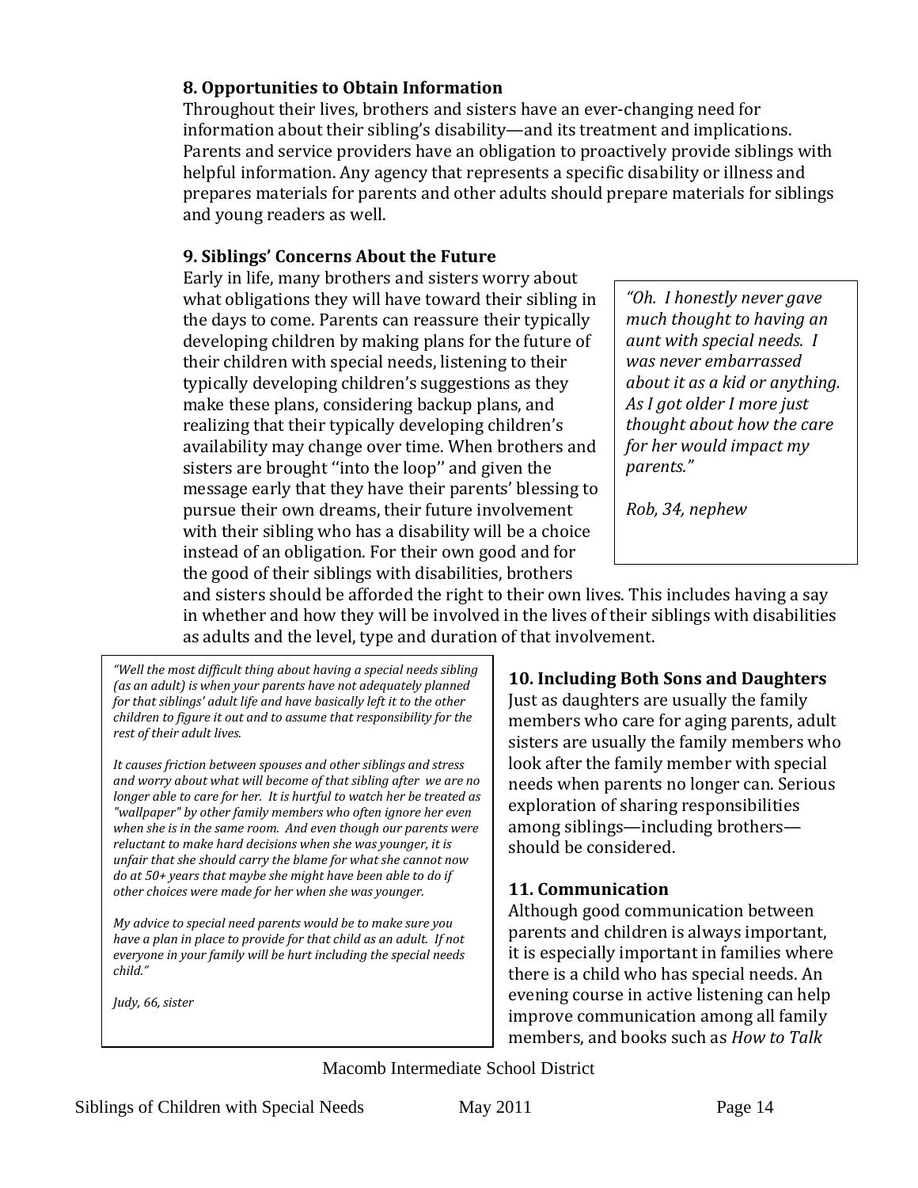**8. Opportunities to Obtain Information**

Throughout their lives, brothers and sisters have an ever-changing need for information about their sibling's disability—and its treatment and implications. Parents and service providers have an obligation to proactively provide siblings with helpful information. Any agency that represents a specific disability or illness and prepares materials for parents and other adults should prepare materials for siblings and young readers as well.

**9. Siblings' Concerns About the Future**

Early in life, many brothers and sisters worry about what obligations they will have toward their sibling in the days to come. Parents can reassure their typically developing children by making plans for the future of their children with special needs, listening to their typically developing children's suggestions as they make these plans, considering backup plans, and realizing that their typically developing children's availability may change over time. When brothers and sisters are brought ''into the loop'' and given the message early that they have their parents' blessing to pursue their own dreams, their future involvement with their sibling who has a disability will be a choice instead of an obligation. For their own good and for the good of their siblings with disabilities, brothers and sisters should be afforded the right to their own lives. This includes having a say in whether and how they will be involved in the lives of their siblings with disabilities as adults and the level, type and duration of that involvement.

> *"Oh. I honestly never gave much thought to having an aunt with special needs. I was never embarrassed about it as a kid or anything. As I got older I more just thought about how the care for her would impact my parents."*
>
> *Rob, 34, nephew*

> *"Well the most difficult thing about having a special needs sibling (as an adult) is when your parents have not adequately planned for that siblings' adult life and have basically left it to the other children to figure it out and to assume that responsibility for the rest of their adult lives.*
>
> *It causes friction between spouses and other siblings and stress and worry about what will become of that sibling after we are no longer able to care for her. It is hurtful to watch her be treated as "wallpaper" by other family members who often ignore her even when she is in the same room. And even though our parents were reluctant to make hard decisions when she was younger, it is unfair that she should carry the blame for what she cannot now do at 50+ years that maybe she might have been able to do if other choices were made for her when she was younger.*
>
> *My advice to special need parents would be to make sure you have a plan in place to provide for that child as an adult. If not everyone in your family will be hurt including the special needs child."*
>
> *Judy, 66, sister*

**10. Including Both Sons and Daughters**

Just as daughters are usually the family members who care for aging parents, adult sisters are usually the family members who look after the family member with special needs when parents no longer can. Serious exploration of sharing responsibilities among siblings—including brothers—should be considered.

**11. Communication**

Although good communication between parents and children is always important, it is especially important in families where there is a child who has special needs. An evening course in active listening can help improve communication among all family members, and books such as *How to Talk*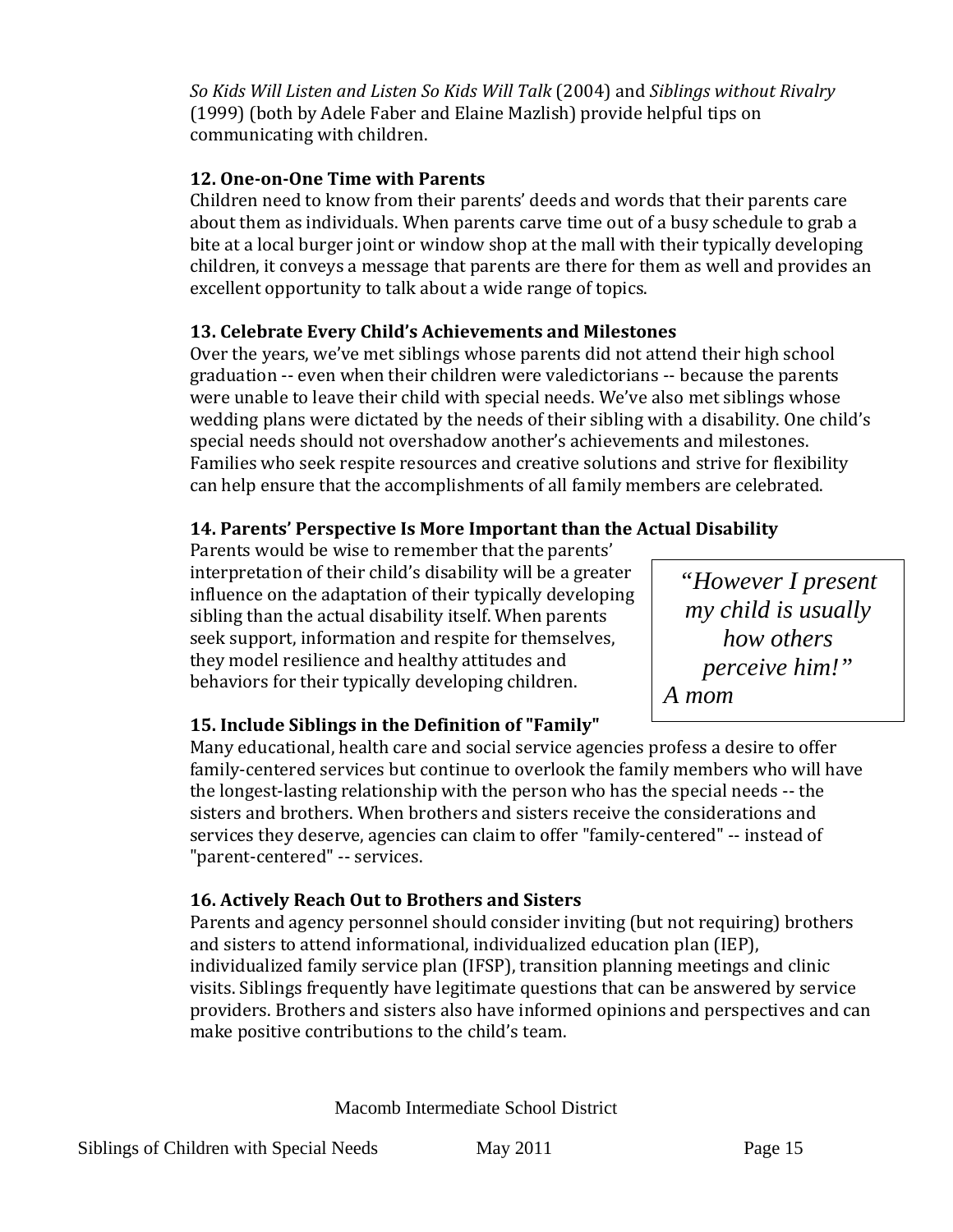*So Kids Will Listen and Listen So Kids Will Talk* (2004) and *Siblings without Rivalry* (1999) (both by Adele Faber and Elaine Mazlish) provide helpful tips on communicating with children.

**12. One-on-One Time with Parents**

Children need to know from their parents' deeds and words that their parents care about them as individuals. When parents carve time out of a busy schedule to grab a bite at a local burger joint or window shop at the mall with their typically developing children, it conveys a message that parents are there for them as well and provides an excellent opportunity to talk about a wide range of topics.

**13. Celebrate Every Child's Achievements and Milestones**

Over the years, we've met siblings whose parents did not attend their high school graduation -- even when their children were valedictorians -- because the parents were unable to leave their child with special needs. We've also met siblings whose wedding plans were dictated by the needs of their sibling with a disability. One child's special needs should not overshadow another's achievements and milestones. Families who seek respite resources and creative solutions and strive for flexibility can help ensure that the accomplishments of all family members are celebrated.

**14. Parents' Perspective Is More Important than the Actual Disability**

Parents would be wise to remember that the parents' interpretation of their child's disability will be a greater influence on the adaptation of their typically developing sibling than the actual disability itself. When parents seek support, information and respite for themselves, they model resilience and healthy attitudes and behaviors for their typically developing children.

> *"However I present my child is usually how others perceive him!"*
> *A mom*

**15. Include Siblings in the Definition of "Family"**

Many educational, health care and social service agencies profess a desire to offer family-centered services but continue to overlook the family members who will have the longest-lasting relationship with the person who has the special needs -- the sisters and brothers. When brothers and sisters receive the considerations and services they deserve, agencies can claim to offer "family-centered" -- instead of "parent-centered" -- services.

**16. Actively Reach Out to Brothers and Sisters**

Parents and agency personnel should consider inviting (but not requiring) brothers and sisters to attend informational, individualized education plan (IEP), individualized family service plan (IFSP), transition planning meetings and clinic visits. Siblings frequently have legitimate questions that can be answered by service providers. Brothers and sisters also have informed opinions and perspectives and can make positive contributions to the child's team.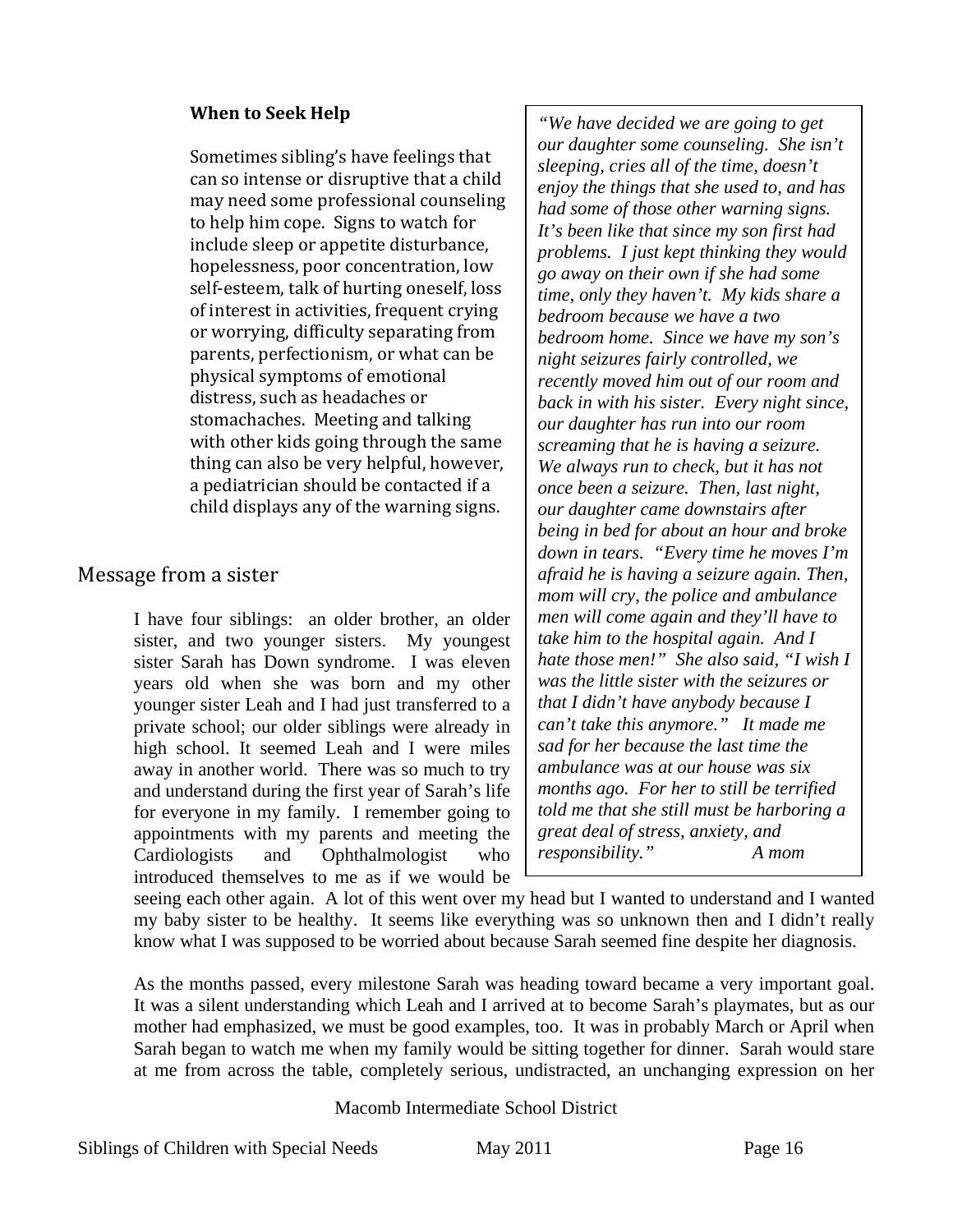### When to Seek Help

Sometimes sibling's have feelings that can so intense or disruptive that a child may need some professional counseling to help him cope. Signs to watch for include sleep or appetite disturbance, hopelessness, poor concentration, low self-esteem, talk of hurting oneself, loss of interest in activities, frequent crying or worrying, difficulty separating from parents, perfectionism, or what can be physical symptoms of emotional distress, such as headaches or stomachaches. Meeting and talking with other kids going through the same thing can also be very helpful, however, a pediatrician should be contacted if a child displays any of the warning signs.

> *"We have decided we are going to get our daughter some counseling. She isn't sleeping, cries all of the time, doesn't enjoy the things that she used to, and has had some of those other warning signs. It's been like that since my son first had problems. I just kept thinking they would go away on their own if she had some time, only they haven't. My kids share a bedroom because we have a two bedroom home. Since we have my son's night seizures fairly controlled, we recently moved him out of our room and back in with his sister. Every night since, our daughter has run into our room screaming that he is having a seizure. We always run to check, but it has not once been a seizure. Then, last night, our daughter came downstairs after being in bed for about an hour and broke down in tears. "Every time he moves I'm afraid he is having a seizure again. Then, mom will cry, the police and ambulance men will come again and they'll have to take him to the hospital again. And I hate those men!" She also said, "I wish I was the little sister with the seizures or that I didn't have anybody because I can't take this anymore." It made me sad for her because the last time the ambulance was at our house was six months ago. For her to still be terrified told me that she still must be harboring a great deal of stress, anxiety, and responsibility."* *A mom*

## Message from a sister

I have four siblings: an older brother, an older sister, and two younger sisters. My youngest sister Sarah has Down syndrome. I was eleven years old when she was born and my other younger sister Leah and I had just transferred to a private school; our older siblings were already in high school. It seemed Leah and I were miles away in another world. There was so much to try and understand during the first year of Sarah's life for everyone in my family. I remember going to appointments with my parents and meeting the Cardiologists and Ophthalmologist who introduced themselves to me as if we would be seeing each other again. A lot of this went over my head but I wanted to understand and I wanted my baby sister to be healthy. It seems like everything was so unknown then and I didn't really know what I was supposed to be worried about because Sarah seemed fine despite her diagnosis.

As the months passed, every milestone Sarah was heading toward became a very important goal. It was a silent understanding which Leah and I arrived at to become Sarah's playmates, but as our mother had emphasized, we must be good examples, too. It was in probably March or April when Sarah began to watch me when my family would be sitting together for dinner. Sarah would stare at me from across the table, completely serious, undistracted, an unchanging expression on her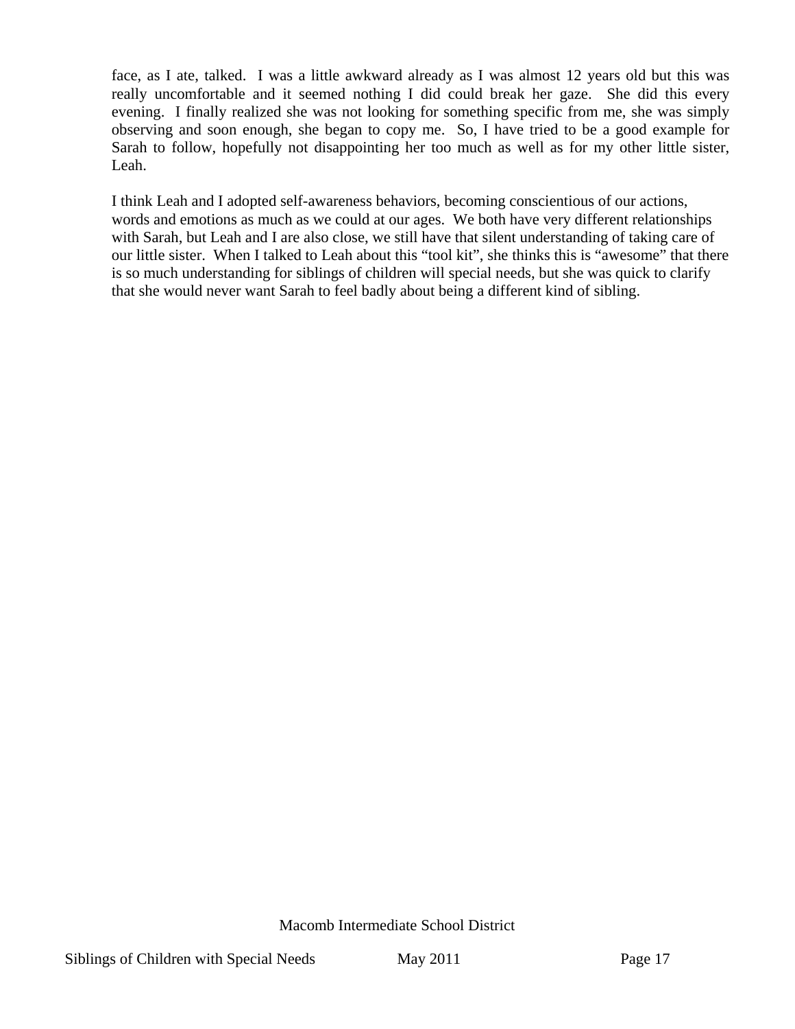face, as I ate, talked. I was a little awkward already as I was almost 12 years old but this was really uncomfortable and it seemed nothing I did could break her gaze. She did this every evening. I finally realized she was not looking for something specific from me, she was simply observing and soon enough, she began to copy me. So, I have tried to be a good example for Sarah to follow, hopefully not disappointing her too much as well as for my other little sister, Leah.

I think Leah and I adopted self-awareness behaviors, becoming conscientious of our actions, words and emotions as much as we could at our ages. We both have very different relationships with Sarah, but Leah and I are also close, we still have that silent understanding of taking care of our little sister. When I talked to Leah about this "tool kit", she thinks this is "awesome" that there is so much understanding for siblings of children will special needs, but she was quick to clarify that she would never want Sarah to feel badly about being a different kind of sibling.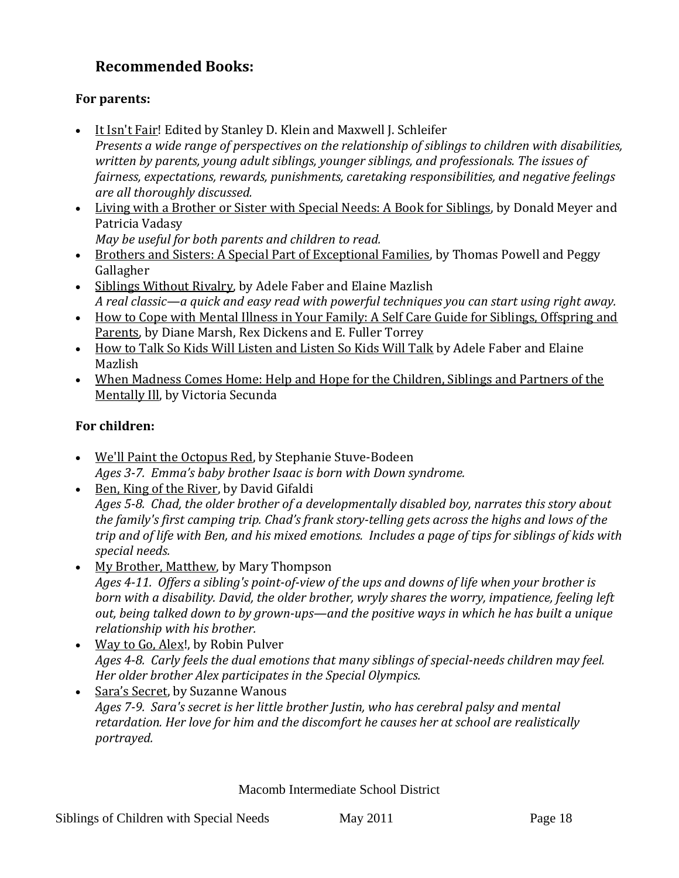## Recommended Books:

**For parents:**

- It Isn't Fair! Edited by Stanley D. Klein and Maxwell J. Schleifer
  *Presents a wide range of perspectives on the relationship of siblings to children with disabilities, written by parents, young adult siblings, younger siblings, and professionals. The issues of fairness, expectations, rewards, punishments, caretaking responsibilities, and negative feelings are all thoroughly discussed.*
- Living with a Brother or Sister with Special Needs: A Book for Siblings, by Donald Meyer and Patricia Vadasy
  *May be useful for both parents and children to read.*
- Brothers and Sisters: A Special Part of Exceptional Families, by Thomas Powell and Peggy Gallagher
- Siblings Without Rivalry, by Adele Faber and Elaine Mazlish
  *A real classic—a quick and easy read with powerful techniques you can start using right away.*
- How to Cope with Mental Illness in Your Family: A Self Care Guide for Siblings, Offspring and Parents, by Diane Marsh, Rex Dickens and E. Fuller Torrey
- How to Talk So Kids Will Listen and Listen So Kids Will Talk by Adele Faber and Elaine Mazlish
- When Madness Comes Home: Help and Hope for the Children, Siblings and Partners of the Mentally Ill, by Victoria Secunda

**For children:**

- We'll Paint the Octopus Red, by Stephanie Stuve-Bodeen
  *Ages 3-7. Emma's baby brother Isaac is born with Down syndrome.*
- Ben, King of the River, by David Gifaldi
  *Ages 5-8. Chad, the older brother of a developmentally disabled boy, narrates this story about the family's first camping trip. Chad's frank story-telling gets across the highs and lows of the trip and of life with Ben, and his mixed emotions. Includes a page of tips for siblings of kids with special needs.*
- My Brother, Matthew, by Mary Thompson
  *Ages 4-11. Offers a sibling's point-of-view of the ups and downs of life when your brother is born with a disability. David, the older brother, wryly shares the worry, impatience, feeling left out, being talked down to by grown-ups—and the positive ways in which he has built a unique relationship with his brother.*
- Way to Go, Alex!, by Robin Pulver
  *Ages 4-8. Carly feels the dual emotions that many siblings of special-needs children may feel. Her older brother Alex participates in the Special Olympics.*
- Sara's Secret, by Suzanne Wanous
  *Ages 7-9. Sara's secret is her little brother Justin, who has cerebral palsy and mental retardation. Her love for him and the discomfort he causes her at school are realistically portrayed.*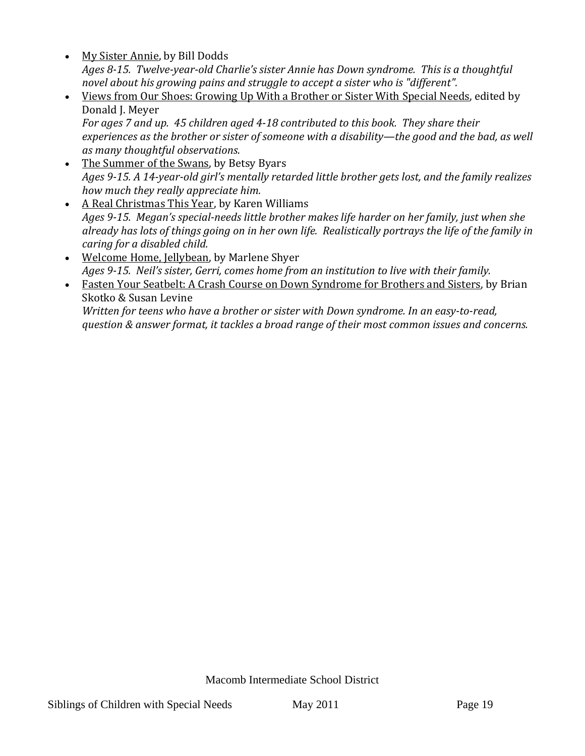- My Sister Annie, by Bill Dodds
  *Ages 8-15. Twelve-year-old Charlie's sister Annie has Down syndrome. This is a thoughtful novel about his growing pains and struggle to accept a sister who is "different".*
- Views from Our Shoes: Growing Up With a Brother or Sister With Special Needs, edited by Donald J. Meyer
  *For ages 7 and up. 45 children aged 4-18 contributed to this book. They share their experiences as the brother or sister of someone with a disability—the good and the bad, as well as many thoughtful observations.*
- The Summer of the Swans, by Betsy Byars
  *Ages 9-15. A 14-year-old girl's mentally retarded little brother gets lost, and the family realizes how much they really appreciate him.*
- A Real Christmas This Year, by Karen Williams
  *Ages 9-15. Megan's special-needs little brother makes life harder on her family, just when she already has lots of things going on in her own life. Realistically portrays the life of the family in caring for a disabled child.*
- Welcome Home, Jellybean, by Marlene Shyer
  *Ages 9-15. Neil's sister, Gerri, comes home from an institution to live with their family.*
- Fasten Your Seatbelt: A Crash Course on Down Syndrome for Brothers and Sisters, by Brian Skotko & Susan Levine
  *Written for teens who have a brother or sister with Down syndrome. In an easy-to-read, question & answer format, it tackles a broad range of their most common issues and concerns.*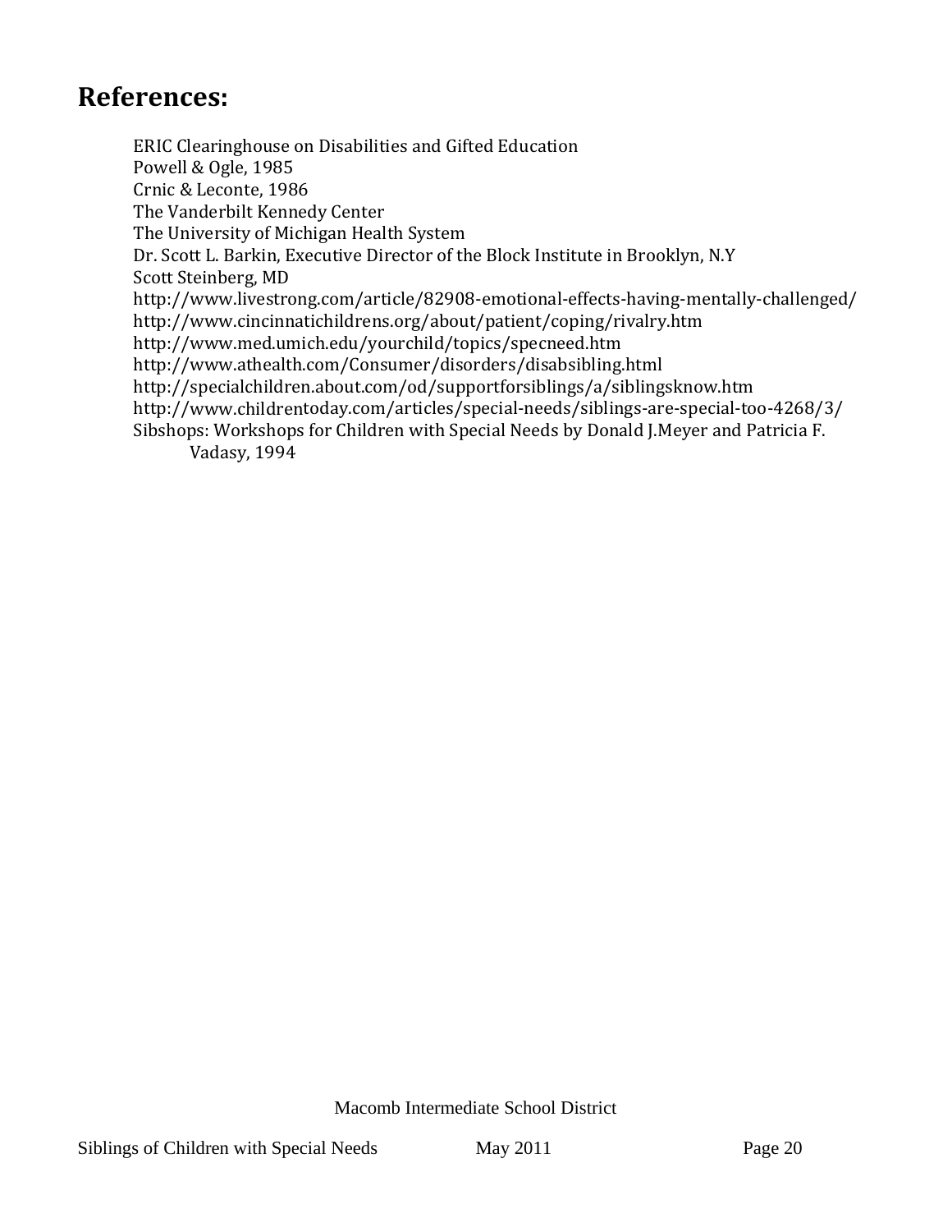## References:

ERIC Clearinghouse on Disabilities and Gifted Education
Powell & Ogle, 1985
Crnic & Leconte, 1986
The Vanderbilt Kennedy Center
The University of Michigan Health System
Dr. Scott L. Barkin, Executive Director of the Block Institute in Brooklyn, N.Y
Scott Steinberg, MD
http://www.livestrong.com/article/82908-emotional-effects-having-mentally-challenged/
http://www.cincinnatichildrens.org/about/patient/coping/rivalry.htm
http://www.med.umich.edu/yourchild/topics/specneed.htm
http://www.athealth.com/Consumer/disorders/disabsibling.html
http://specialchildren.about.com/od/supportforsiblings/a/siblingsknow.htm
http://www.childrentoday.com/articles/special-needs/siblings-are-special-too-4268/3/
Sibshops: Workshops for Children with Special Needs by Donald J.Meyer and Patricia F. Vadasy, 1994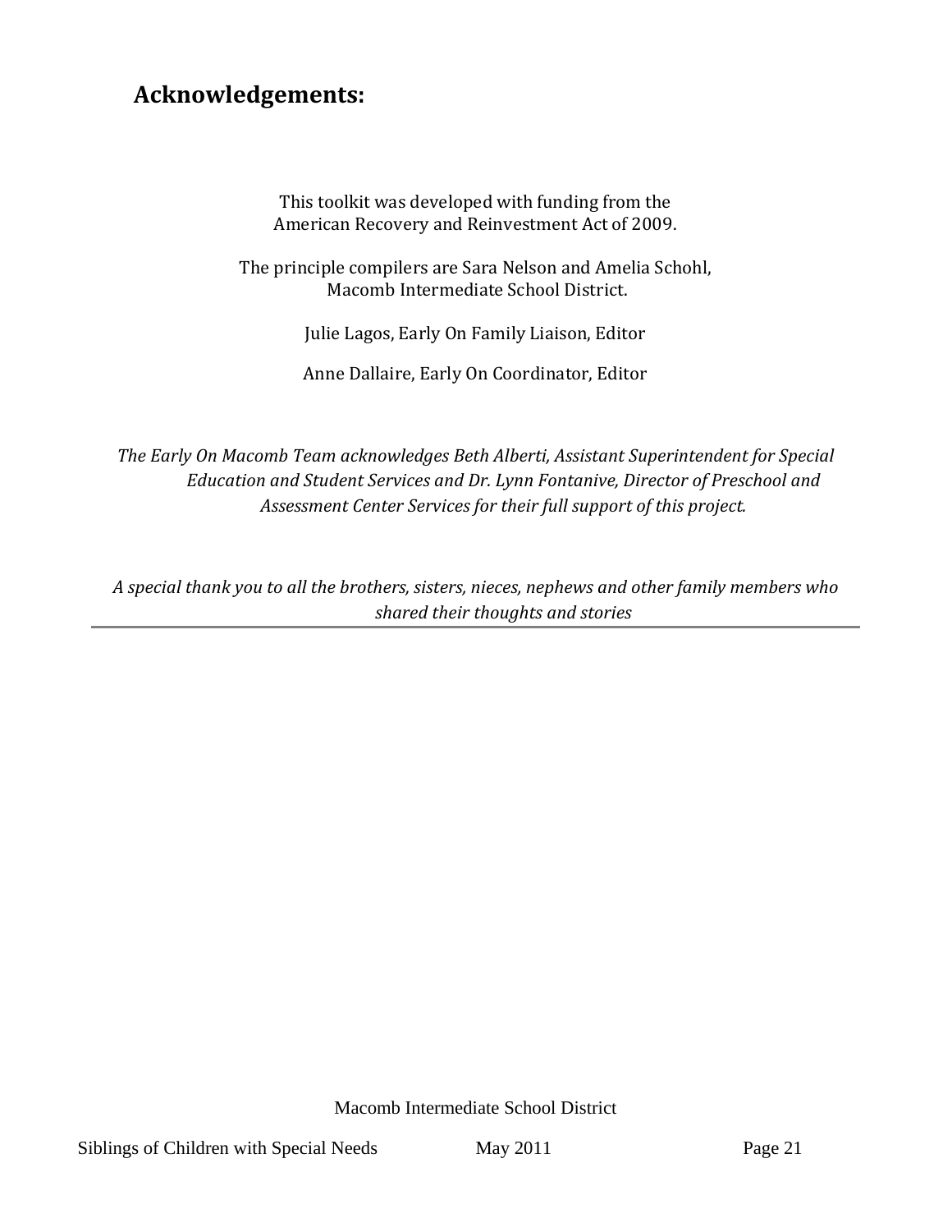## Acknowledgements:

This toolkit was developed with funding from the American Recovery and Reinvestment Act of 2009.

The principle compilers are Sara Nelson and Amelia Schohl, Macomb Intermediate School District.

Julie Lagos, Early On Family Liaison, Editor

Anne Dallaire, Early On Coordinator, Editor

*The Early On Macomb Team acknowledges Beth Alberti, Assistant Superintendent for Special Education and Student Services and Dr. Lynn Fontanive, Director of Preschool and Assessment Center Services for their full support of this project.*

*A special thank you to all the brothers, sisters, nieces, nephews and other family members who shared their thoughts and stories*